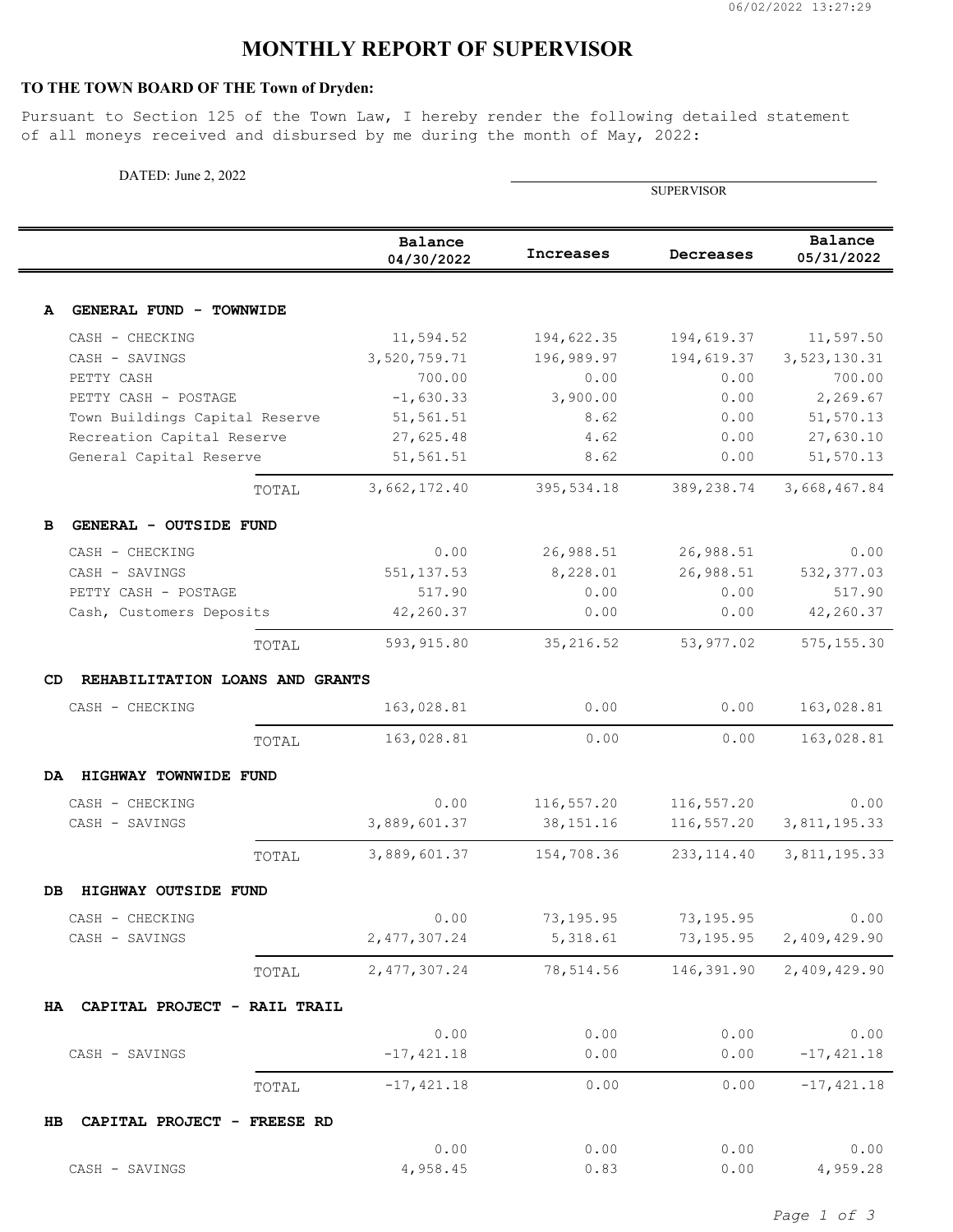# MONTHLY REPORT OF SUPERVISOR

**TO THE TOWN BOARD OF THE Town of Dryden:**

Pursuant to Section 125 of the Town Law, I hereby render the following detailed statement of all moneys received and disbursed by me during the month of May, 2022:

DATED: June 2, 2022

\_\_\_\_\_\_\_\_\_\_\_\_\_\_\_\_\_\_\_\_\_\_\_\_\_\_\_\_\_\_\_\_\_\_\_\_\_\_\_\_\_\_\_\_
SUPERVISOR

| | Balance 04/30/2022 | Increases | Decreases | Balance 05/31/2022 |
|---|---|---|---|---|
| **A GENERAL FUND - TOWNWIDE** | | | | |
| CASH - CHECKING | 11,594.52 | 194,622.35 | 194,619.37 | 11,597.50 |
| CASH - SAVINGS | 3,520,759.71 | 196,989.97 | 194,619.37 | 3,523,130.31 |
| PETTY CASH | 700.00 | 0.00 | 0.00 | 700.00 |
| PETTY CASH - POSTAGE | -1,630.33 | 3,900.00 | 0.00 | 2,269.67 |
| Town Buildings Capital Reserve | 51,561.51 | 8.62 | 0.00 | 51,570.13 |
| Recreation Capital Reserve | 27,625.48 | 4.62 | 0.00 | 27,630.10 |
| General Capital Reserve | 51,561.51 | 8.62 | 0.00 | 51,570.13 |
| TOTAL | 3,662,172.40 | 395,534.18 | 389,238.74 | 3,668,467.84 |
| **B GENERAL - OUTSIDE FUND** | | | | |
| CASH - CHECKING | 0.00 | 26,988.51 | 26,988.51 | 0.00 |
| CASH - SAVINGS | 551,137.53 | 8,228.01 | 26,988.51 | 532,377.03 |
| PETTY CASH - POSTAGE | 517.90 | 0.00 | 0.00 | 517.90 |
| Cash, Customers Deposits | 42,260.37 | 0.00 | 0.00 | 42,260.37 |
| TOTAL | 593,915.80 | 35,216.52 | 53,977.02 | 575,155.30 |
| **CD REHABILITATION LOANS AND GRANTS** | | | | |
| CASH - CHECKING | 163,028.81 | 0.00 | 0.00 | 163,028.81 |
| TOTAL | 163,028.81 | 0.00 | 0.00 | 163,028.81 |
| **DA HIGHWAY TOWNWIDE FUND** | | | | |
| CASH - CHECKING | 0.00 | 116,557.20 | 116,557.20 | 0.00 |
| CASH - SAVINGS | 3,889,601.37 | 38,151.16 | 116,557.20 | 3,811,195.33 |
| TOTAL | 3,889,601.37 | 154,708.36 | 233,114.40 | 3,811,195.33 |
| **DB HIGHWAY OUTSIDE FUND** | | | | |
| CASH - CHECKING | 0.00 | 73,195.95 | 73,195.95 | 0.00 |
| CASH - SAVINGS | 2,477,307.24 | 5,318.61 | 73,195.95 | 2,409,429.90 |
| TOTAL | 2,477,307.24 | 78,514.56 | 146,391.90 | 2,409,429.90 |
| **HA CAPITAL PROJECT - RAIL TRAIL** | | | | |
| | 0.00 | 0.00 | 0.00 | 0.00 |
| CASH - SAVINGS | -17,421.18 | 0.00 | 0.00 | -17,421.18 |
| TOTAL | -17,421.18 | 0.00 | 0.00 | -17,421.18 |
| **HB CAPITAL PROJECT - FREESE RD** | | | | |
| | 0.00 | 0.00 | 0.00 | 0.00 |
| CASH - SAVINGS | 4,958.45 | 0.83 | 0.00 | 4,959.28 |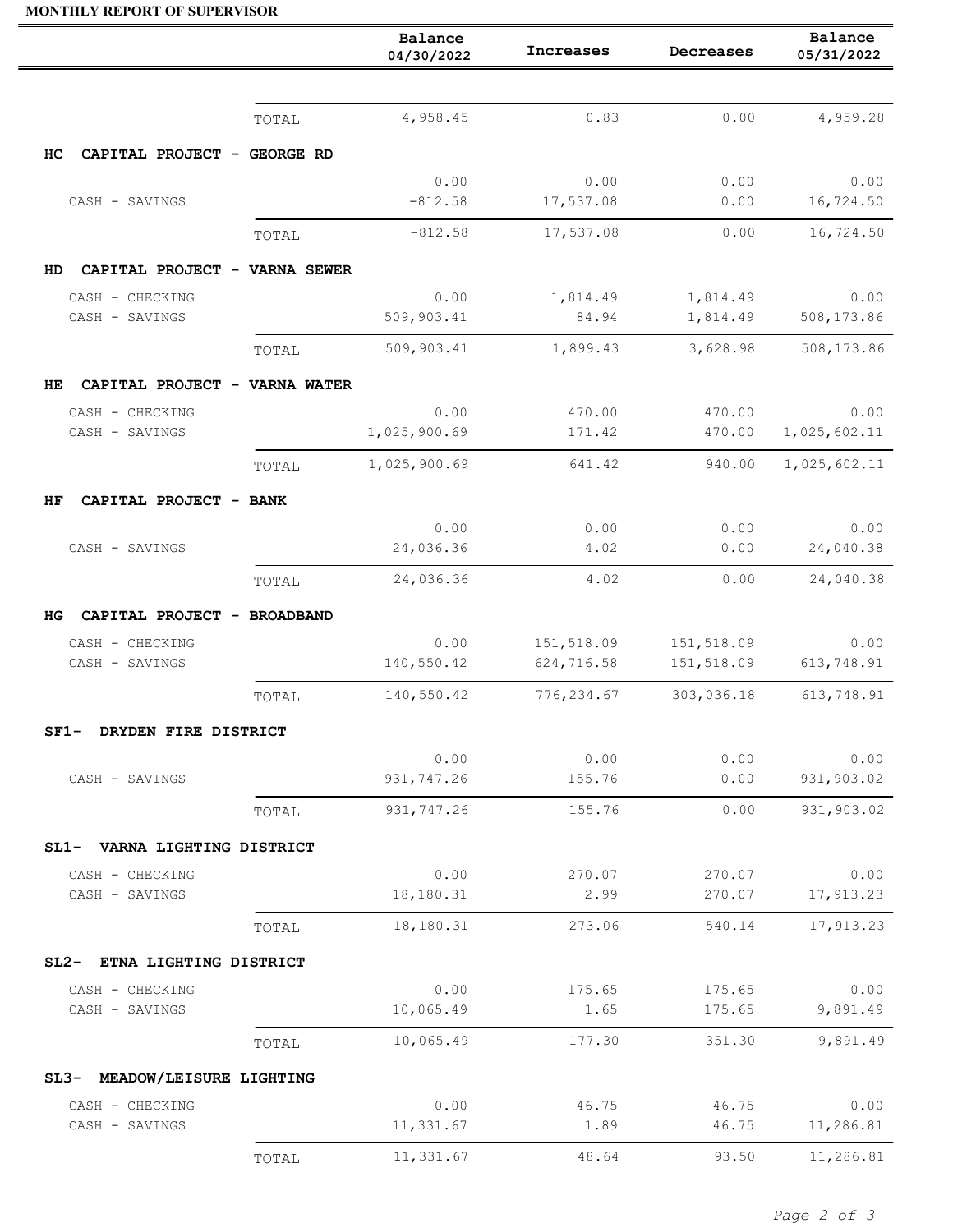**MONTHLY REPORT OF SUPERVISOR**

| | | Balance 04/30/2022 | Increases | Decreases | Balance 05/31/2022 |
|---|---|---|---|---|---|
| | TOTAL | 4,958.45 | 0.83 | 0.00 | 4,959.28 |
| **HC CAPITAL PROJECT - GEORGE RD** | | | | | |
| | | 0.00 | 0.00 | 0.00 | 0.00 |
| CASH - SAVINGS | | -812.58 | 17,537.08 | 0.00 | 16,724.50 |
| | TOTAL | -812.58 | 17,537.08 | 0.00 | 16,724.50 |
| **HD CAPITAL PROJECT - VARNA SEWER** | | | | | |
| CASH - CHECKING | | 0.00 | 1,814.49 | 1,814.49 | 0.00 |
| CASH - SAVINGS | | 509,903.41 | 84.94 | 1,814.49 | 508,173.86 |
| | TOTAL | 509,903.41 | 1,899.43 | 3,628.98 | 508,173.86 |
| **HE CAPITAL PROJECT - VARNA WATER** | | | | | |
| CASH - CHECKING | | 0.00 | 470.00 | 470.00 | 0.00 |
| CASH - SAVINGS | | 1,025,900.69 | 171.42 | 470.00 | 1,025,602.11 |
| | TOTAL | 1,025,900.69 | 641.42 | 940.00 | 1,025,602.11 |
| **HF CAPITAL PROJECT - BANK** | | | | | |
| | | 0.00 | 0.00 | 0.00 | 0.00 |
| CASH - SAVINGS | | 24,036.36 | 4.02 | 0.00 | 24,040.38 |
| | TOTAL | 24,036.36 | 4.02 | 0.00 | 24,040.38 |
| **HG CAPITAL PROJECT - BROADBAND** | | | | | |
| CASH - CHECKING | | 0.00 | 151,518.09 | 151,518.09 | 0.00 |
| CASH - SAVINGS | | 140,550.42 | 624,716.58 | 151,518.09 | 613,748.91 |
| | TOTAL | 140,550.42 | 776,234.67 | 303,036.18 | 613,748.91 |
| **SF1- DRYDEN FIRE DISTRICT** | | | | | |
| | | 0.00 | 0.00 | 0.00 | 0.00 |
| CASH - SAVINGS | | 931,747.26 | 155.76 | 0.00 | 931,903.02 |
| | TOTAL | 931,747.26 | 155.76 | 0.00 | 931,903.02 |
| **SL1- VARNA LIGHTING DISTRICT** | | | | | |
| CASH - CHECKING | | 0.00 | 270.07 | 270.07 | 0.00 |
| CASH - SAVINGS | | 18,180.31 | 2.99 | 270.07 | 17,913.23 |
| | TOTAL | 18,180.31 | 273.06 | 540.14 | 17,913.23 |
| **SL2- ETNA LIGHTING DISTRICT** | | | | | |
| CASH - CHECKING | | 0.00 | 175.65 | 175.65 | 0.00 |
| CASH - SAVINGS | | 10,065.49 | 1.65 | 175.65 | 9,891.49 |
| | TOTAL | 10,065.49 | 177.30 | 351.30 | 9,891.49 |
| **SL3- MEADOW/LEISURE LIGHTING** | | | | | |
| CASH - CHECKING | | 0.00 | 46.75 | 46.75 | 0.00 |
| CASH - SAVINGS | | 11,331.67 | 1.89 | 46.75 | 11,286.81 |
| | TOTAL | 11,331.67 | 48.64 | 93.50 | 11,286.81 |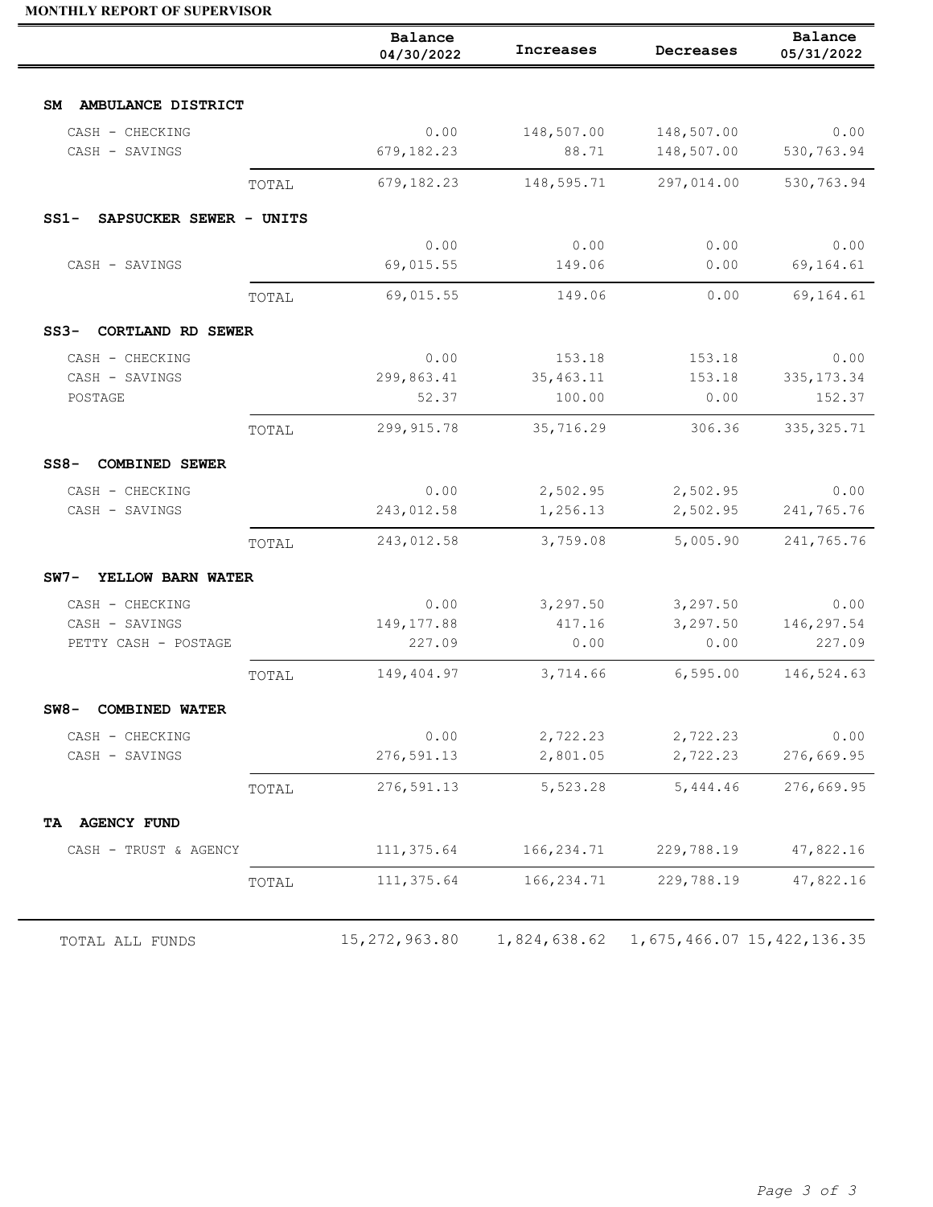**MONTHLY REPORT OF SUPERVISOR**

| | | Balance 04/30/2022 | Increases | Decreases | Balance 05/31/2022 |
|---|---|---|---|---|---|
| **SM AMBULANCE DISTRICT** | | | | | |
| CASH - CHECKING | | 0.00 | 148,507.00 | 148,507.00 | 0.00 |
| CASH - SAVINGS | | 679,182.23 | 88.71 | 148,507.00 | 530,763.94 |
| | TOTAL | 679,182.23 | 148,595.71 | 297,014.00 | 530,763.94 |
| **SS1- SAPSUCKER SEWER - UNITS** | | | | | |
| | | 0.00 | 0.00 | 0.00 | 0.00 |
| CASH - SAVINGS | | 69,015.55 | 149.06 | 0.00 | 69,164.61 |
| | TOTAL | 69,015.55 | 149.06 | 0.00 | 69,164.61 |
| **SS3- CORTLAND RD SEWER** | | | | | |
| CASH - CHECKING | | 0.00 | 153.18 | 153.18 | 0.00 |
| CASH - SAVINGS | | 299,863.41 | 35,463.11 | 153.18 | 335,173.34 |
| POSTAGE | | 52.37 | 100.00 | 0.00 | 152.37 |
| | TOTAL | 299,915.78 | 35,716.29 | 306.36 | 335,325.71 |
| **SS8- COMBINED SEWER** | | | | | |
| CASH - CHECKING | | 0.00 | 2,502.95 | 2,502.95 | 0.00 |
| CASH - SAVINGS | | 243,012.58 | 1,256.13 | 2,502.95 | 241,765.76 |
| | TOTAL | 243,012.58 | 3,759.08 | 5,005.90 | 241,765.76 |
| **SW7- YELLOW BARN WATER** | | | | | |
| CASH - CHECKING | | 0.00 | 3,297.50 | 3,297.50 | 0.00 |
| CASH - SAVINGS | | 149,177.88 | 417.16 | 3,297.50 | 146,297.54 |
| PETTY CASH - POSTAGE | | 227.09 | 0.00 | 0.00 | 227.09 |
| | TOTAL | 149,404.97 | 3,714.66 | 6,595.00 | 146,524.63 |
| **SW8- COMBINED WATER** | | | | | |
| CASH - CHECKING | | 0.00 | 2,722.23 | 2,722.23 | 0.00 |
| CASH - SAVINGS | | 276,591.13 | 2,801.05 | 2,722.23 | 276,669.95 |
| | TOTAL | 276,591.13 | 5,523.28 | 5,444.46 | 276,669.95 |
| **TA AGENCY FUND** | | | | | |
| CASH - TRUST & AGENCY | | 111,375.64 | 166,234.71 | 229,788.19 | 47,822.16 |
| | TOTAL | 111,375.64 | 166,234.71 | 229,788.19 | 47,822.16 |
| TOTAL ALL FUNDS | | 15,272,963.80 | 1,824,638.62 | 1,675,466.07 | 15,422,136.35 |